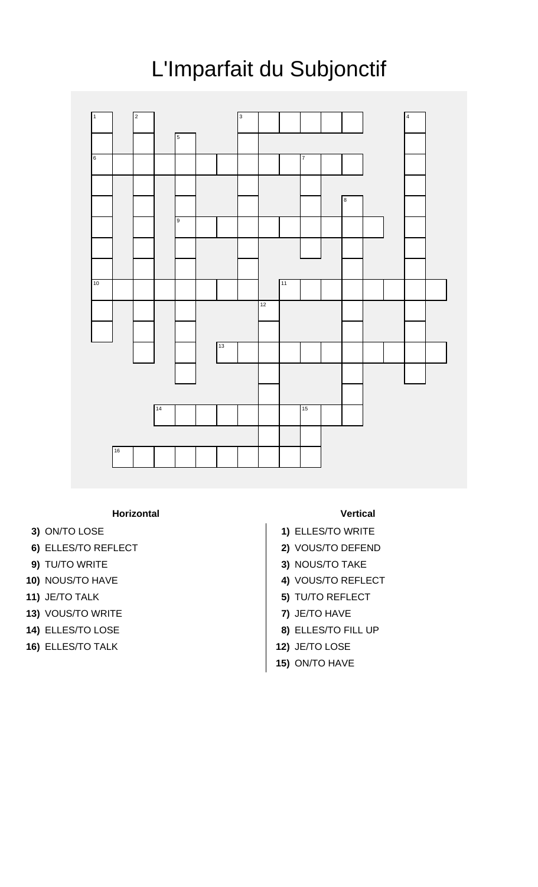# L'Imparfait du Subjonctif

### Horizontal

**3)** ON/TO LOSE

**6)** ELLES/TO REFLECT

**9)** TU/TO WRITE

**10)** NOUS/TO HAVE

**11)** JE/TO TALK

**13)** VOUS/TO WRITE

**14)** ELLES/TO LOSE

**16)** ELLES/TO TALK

### Vertical

**1)** ELLES/TO WRITE

**2)** VOUS/TO DEFEND

**3)** NOUS/TO TAKE

**4)** VOUS/TO REFLECT

**5)** TU/TO REFLECT

**7)** JE/TO HAVE

**8)** ELLES/TO FILL UP

**12)** JE/TO LOSE

**15)** ON/TO HAVE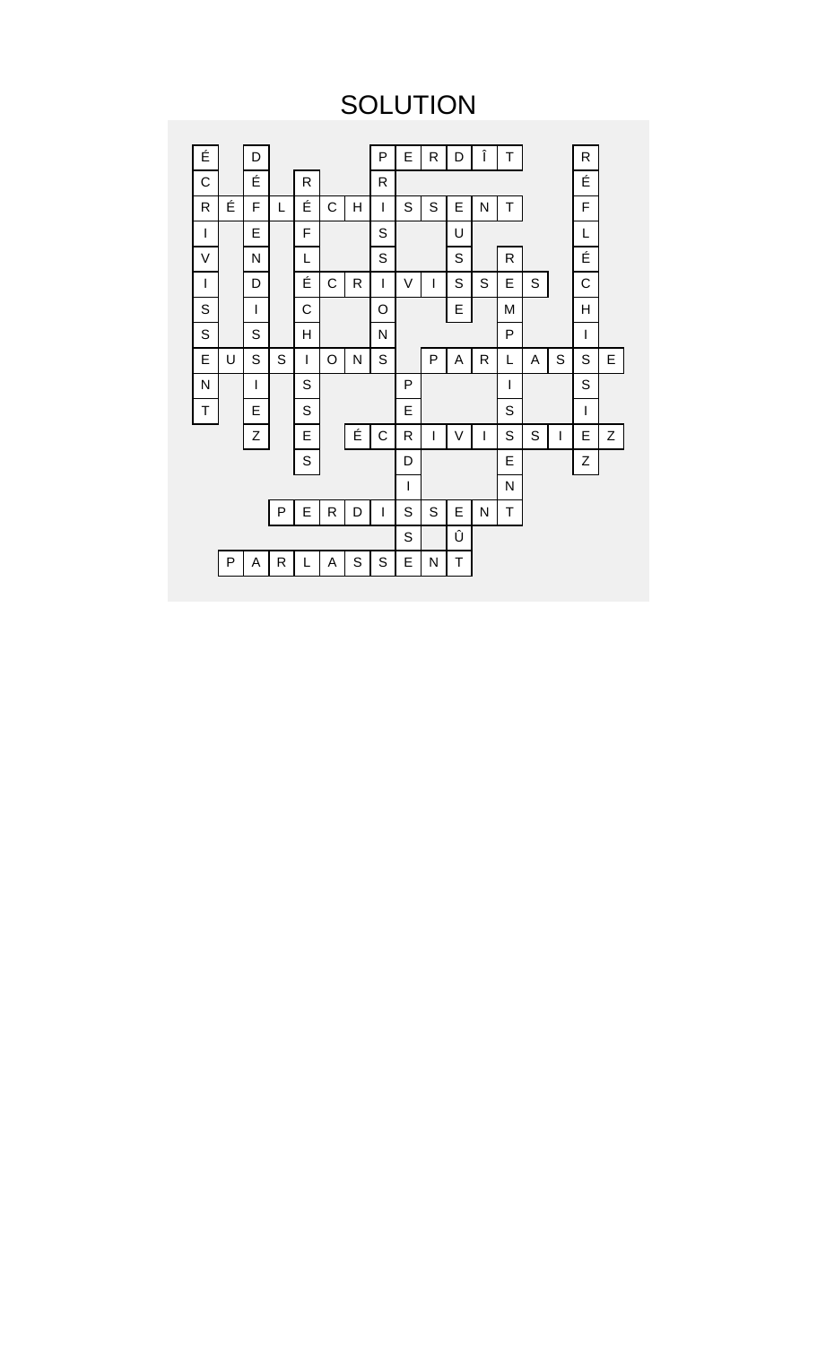# SOLUTION

| | | | | | | | | | | | | | | | | |
|---|---|---|---|---|---|---|---|---|---|---|---|---|---|---|---|---|
| É | | D | | | | | P | E | R | D | Î | T | | | R | |
| C | | É | | R | | | R | | | | | | | | É | |
| R | É | F | L | É | C | H | I | S | S | E | N | T | | | F | |
| I | | E | | F | | | S | | | U | | | | | L | |
| V | | N | | L | | | S | | | S | | R | | | É | |
| I | | D | | É | C | R | I | V | I | S | S | E | S | | C | |
| S | | I | | C | | | O | | | E | | M | | | H | |
| S | | S | | H | | | N | | | | | P | | | I | |
| E | U | S | S | I | O | N | S | | P | A | R | L | A | S | S | E |
| N | | I | | S | | | | P | | | | I | | | S | |
| T | | E | | S | | | | E | | | | S | | | I | |
| | | Z | | E | | É | C | R | I | V | I | S | S | I | E | Z |
| | | | | S | | | | D | | | | E | | | Z | |
| | | | | | | | | I | | | | N | | | | |
| | | | P | E | R | D | I | S | S | E | N | T | | | | |
| | | | | | | | | S | | Û | | | | | | |
| | P | A | R | L | A | S | S | E | N | T | | | | | | |